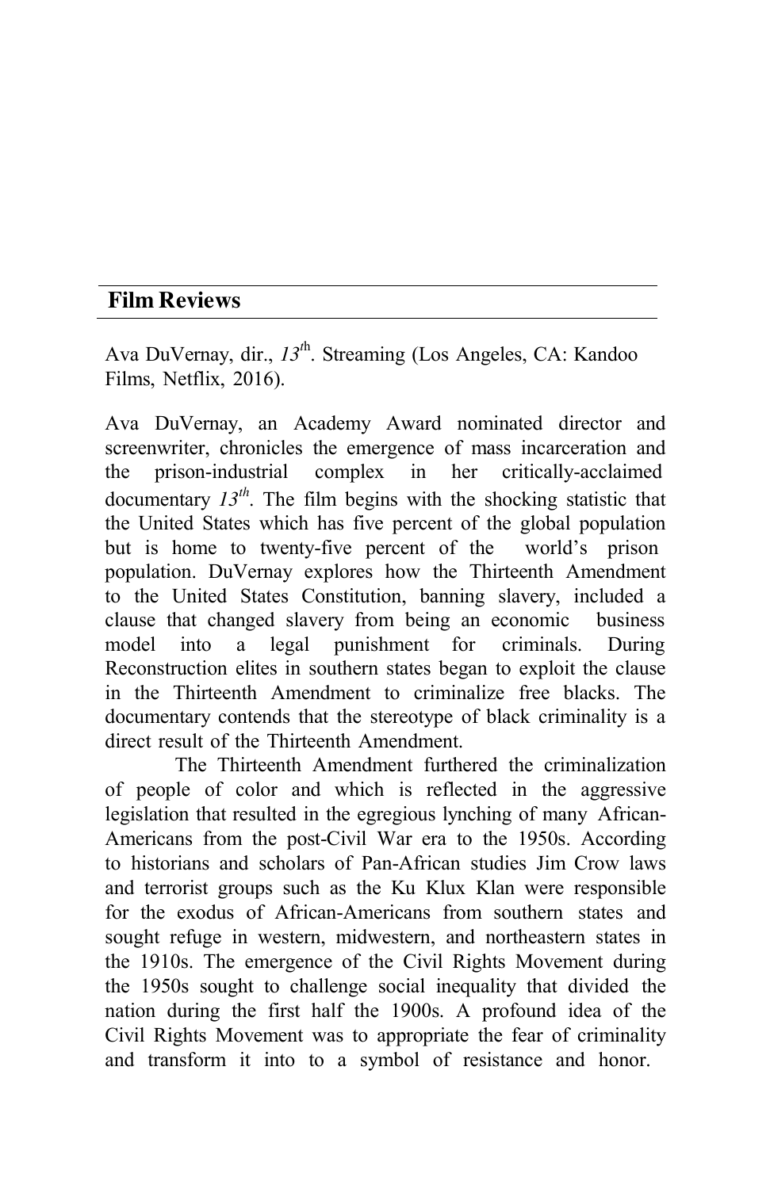## Film Reviews

Ava DuVernay, dir., *13th*. Streaming (Los Angeles, CA: Kandoo Films, Netflix, 2016).

Ava DuVernay, an Academy Award nominated director and screenwriter, chronicles the emergence of mass incarceration and the prison-industrial complex in her critically-acclaimed documentary *13th*. The film begins with the shocking statistic that the United States which has five percent of the global population but is home to twenty-five percent of the world's prison population. DuVernay explores how the Thirteenth Amendment to the United States Constitution, banning slavery, included a clause that changed slavery from being an economic business model into a legal punishment for criminals. During Reconstruction elites in southern states began to exploit the clause in the Thirteenth Amendment to criminalize free blacks. The documentary contends that the stereotype of black criminality is a direct result of the Thirteenth Amendment.

The Thirteenth Amendment furthered the criminalization of people of color and which is reflected in the aggressive legislation that resulted in the egregious lynching of many African-Americans from the post-Civil War era to the 1950s. According to historians and scholars of Pan-African studies Jim Crow laws and terrorist groups such as the Ku Klux Klan were responsible for the exodus of African-Americans from southern states and sought refuge in western, midwestern, and northeastern states in the 1910s. The emergence of the Civil Rights Movement during the 1950s sought to challenge social inequality that divided the nation during the first half the 1900s. A profound idea of the Civil Rights Movement was to appropriate the fear of criminality and transform it into to a symbol of resistance and honor.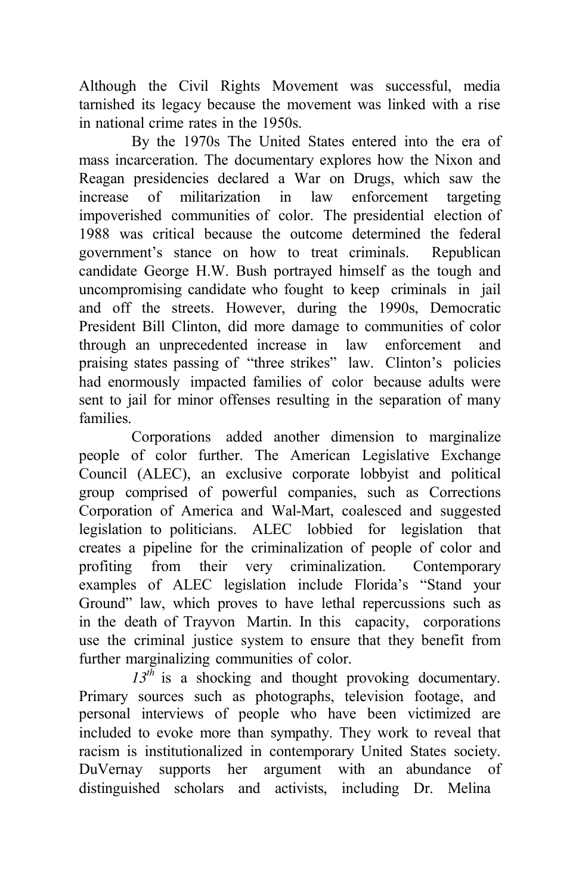Although the Civil Rights Movement was successful, media tarnished its legacy because the movement was linked with a rise in national crime rates in the 1950s.

By the 1970s The United States entered into the era of mass incarceration. The documentary explores how the Nixon and Reagan presidencies declared a War on Drugs, which saw the increase of militarization in law enforcement targeting impoverished communities of color. The presidential election of 1988 was critical because the outcome determined the federal government's stance on how to treat criminals. Republican candidate George H.W. Bush portrayed himself as the tough and uncompromising candidate who fought to keep criminals in jail and off the streets. However, during the 1990s, Democratic President Bill Clinton, did more damage to communities of color through an unprecedented increase in law enforcement and praising states passing of "three strikes" law. Clinton's policies had enormously impacted families of color because adults were sent to jail for minor offenses resulting in the separation of many families.

Corporations added another dimension to marginalize people of color further. The American Legislative Exchange Council (ALEC), an exclusive corporate lobbyist and political group comprised of powerful companies, such as Corrections Corporation of America and Wal-Mart, coalesced and suggested legislation to politicians. ALEC lobbied for legislation that creates a pipeline for the criminalization of people of color and profiting from their very criminalization. Contemporary examples of ALEC legislation include Florida's "Stand your Ground" law, which proves to have lethal repercussions such as in the death of Trayvon Martin. In this capacity, corporations use the criminal justice system to ensure that they benefit from further marginalizing communities of color.

*13th* is a shocking and thought provoking documentary. Primary sources such as photographs, television footage, and personal interviews of people who have been victimized are included to evoke more than sympathy. They work to reveal that racism is institutionalized in contemporary United States society. DuVernay supports her argument with an abundance of distinguished scholars and activists, including Dr. Melina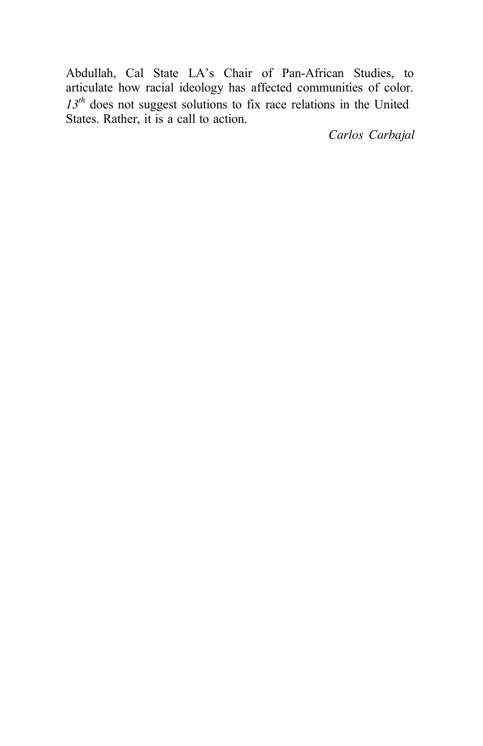Abdullah, Cal State LA's Chair of Pan-African Studies, to articulate how racial ideology has affected communities of color. *13th* does not suggest solutions to fix race relations in the United States. Rather, it is a call to action.

*Carlos Carbajal*